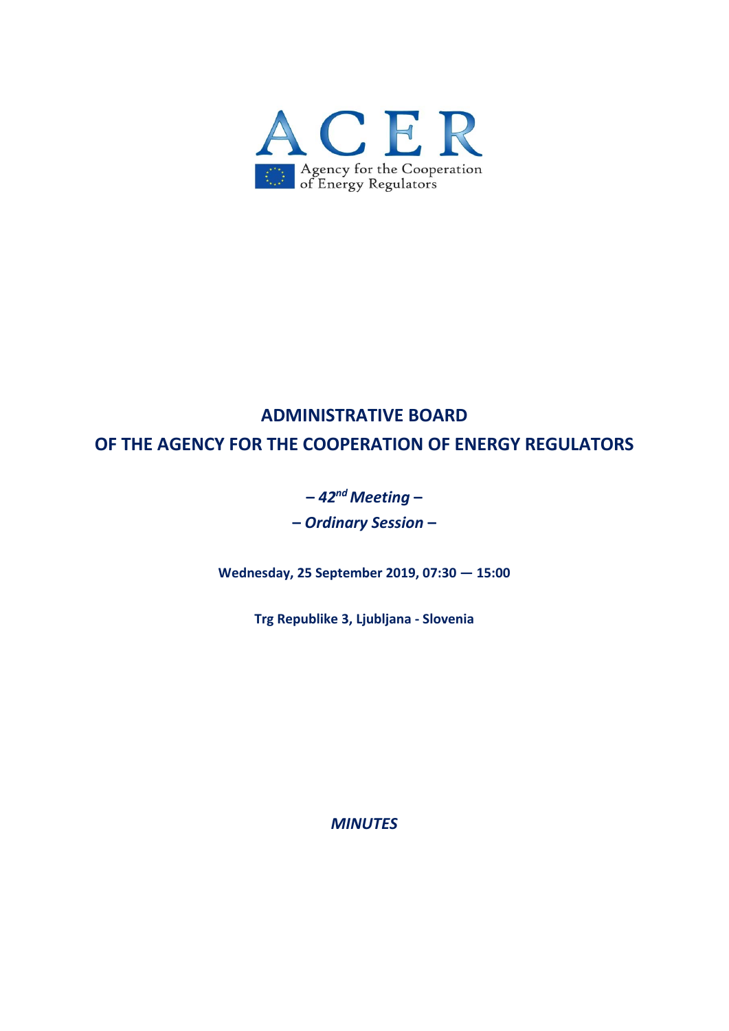ACER

Agency for the Cooperation of Energy Regulators

# ADMINISTRATIVE BOARD
# OF THE AGENCY FOR THE COOPERATION OF ENERGY REGULATORS

***– 42nd Meeting –***

***– Ordinary Session –***

**Wednesday, 25 September 2019, 07:30 — 15:00**

**Trg Republike 3, Ljubljana - Slovenia**

***MINUTES***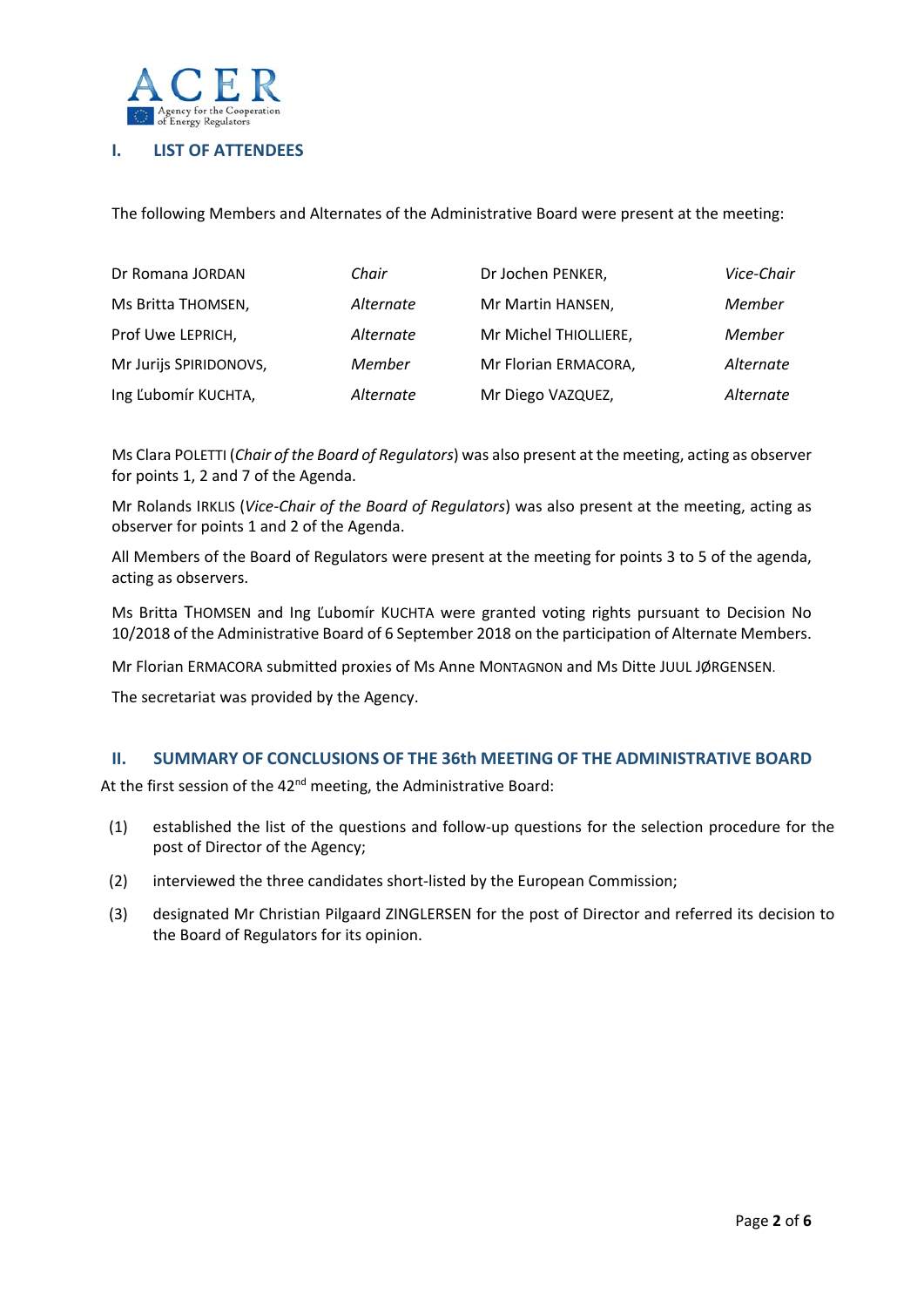## I. LIST OF ATTENDEES

The following Members and Alternates of the Administrative Board were present at the meeting:

| | | | |
|---|---|---|---|
| Dr Romana JORDAN | *Chair* | Dr Jochen PENKER, | *Vice-Chair* |
| Ms Britta THOMSEN, | *Alternate* | Mr Martin HANSEN, | *Member* |
| Prof Uwe LEPRICH, | *Alternate* | Mr Michel THIOLLIERE, | *Member* |
| Mr Jurijs SPIRIDONOVS, | *Member* | Mr Florian ERMACORA, | *Alternate* |
| Ing Ľubomír KUCHTA, | *Alternate* | Mr Diego VAZQUEZ, | *Alternate* |

Ms Clara POLETTI (*Chair of the Board of Regulators*) was also present at the meeting, acting as observer for points 1, 2 and 7 of the Agenda.

Mr Rolands IRKLIS (*Vice-Chair of the Board of Regulators*) was also present at the meeting, acting as observer for points 1 and 2 of the Agenda.

All Members of the Board of Regulators were present at the meeting for points 3 to 5 of the agenda, acting as observers.

Ms Britta THOMSEN and Ing Ľubomír KUCHTA were granted voting rights pursuant to Decision No 10/2018 of the Administrative Board of 6 September 2018 on the participation of Alternate Members.

Mr Florian ERMACORA submitted proxies of Ms Anne MONTAGNON and Ms Ditte JUUL JØRGENSEN.

The secretariat was provided by the Agency.

## II. SUMMARY OF CONCLUSIONS OF THE 36th MEETING OF THE ADMINISTRATIVE BOARD

At the first session of the 42nd meeting, the Administrative Board:

(1) established the list of the questions and follow-up questions for the selection procedure for the post of Director of the Agency;

(2) interviewed the three candidates short-listed by the European Commission;

(3) designated Mr Christian Pilgaard ZINGLERSEN for the post of Director and referred its decision to the Board of Regulators for its opinion.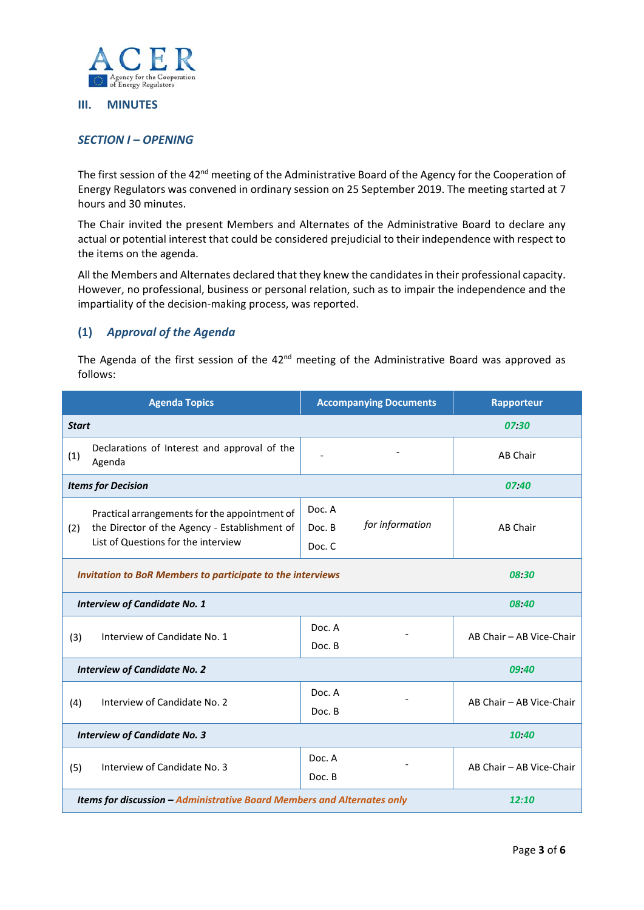## III. MINUTES

### *SECTION I – OPENING*

The first session of the 42nd meeting of the Administrative Board of the Agency for the Cooperation of Energy Regulators was convened in ordinary session on 25 September 2019. The meeting started at 7 hours and 30 minutes.

The Chair invited the present Members and Alternates of the Administrative Board to declare any actual or potential interest that could be considered prejudicial to their independence with respect to the items on the agenda.

All the Members and Alternates declared that they knew the candidates in their professional capacity. However, no professional, business or personal relation, such as to impair the independence and the impartiality of the decision-making process, was reported.

#### (1) *Approval of the Agenda*

The Agenda of the first session of the 42nd meeting of the Administrative Board was approved as follows:

| Agenda Topics | | Accompanying Documents | | Rapporteur |
|---|---|---|---|---|
| ***Start*** | | | | ***07:30*** |
| (1) | Declarations of Interest and approval of the Agenda | - | - | AB Chair |
| ***Items for Decision*** | | | | ***07:40*** |
| (2) | Practical arrangements for the appointment of the Director of the Agency - Establishment of List of Questions for the interview | Doc. A<br>Doc. B<br>Doc. C | *for information* | AB Chair |
| ***Invitation to BoR Members to participate to the interviews*** | | | | ***08:30*** |
| ***Interview of Candidate No. 1*** | | | | ***08:40*** |
| (3) | Interview of Candidate No. 1 | Doc. A<br>Doc. B | - | AB Chair – AB Vice-Chair |
| ***Interview of Candidate No. 2*** | | | | ***09:40*** |
| (4) | Interview of Candidate No. 2 | Doc. A<br>Doc. B | - | AB Chair – AB Vice-Chair |
| ***Interview of Candidate No. 3*** | | | | ***10:40*** |
| (5) | Interview of Candidate No. 3 | Doc. A<br>Doc. B | - | AB Chair – AB Vice-Chair |
| ***Items for discussion – Administrative Board Members and Alternates only*** | | | | ***12:10*** |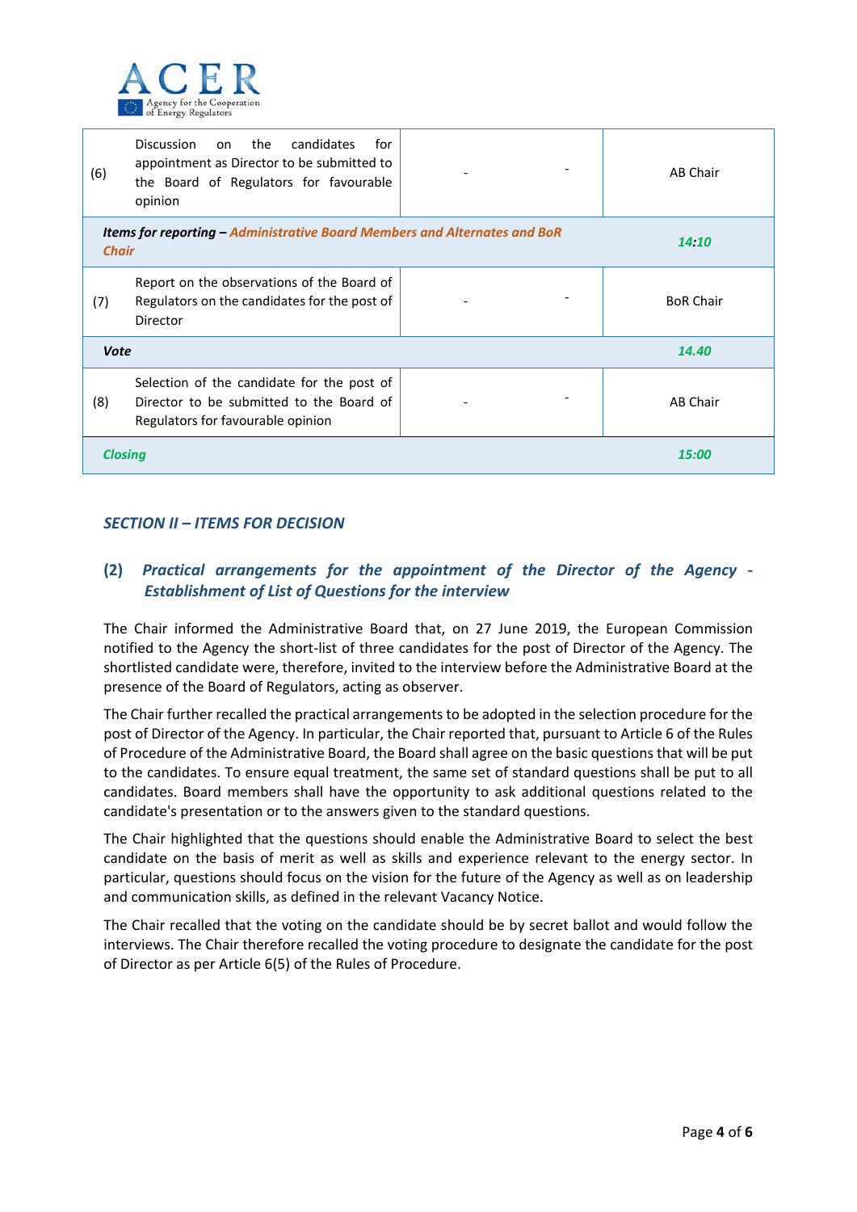| | | | | |
|---|---|---|---|---|
| (6) | Discussion on the candidates for appointment as Director to be submitted to the Board of Regulators for favourable opinion | - | - | AB Chair |
| ***Items for reporting –*** ***Administrative Board Members and Alternates and BoR Chair*** | | | | ***14:10*** |
| (7) | Report on the observations of the Board of Regulators on the candidates for the post of Director | - | - | BoR Chair |
| ***Vote*** | | | | ***14.40*** |
| (8) | Selection of the candidate for the post of Director to be submitted to the Board of Regulators for favourable opinion | - | - | AB Chair |
| ***Closing*** | | | | ***15:00*** |

### *SECTION II – ITEMS FOR DECISION*

#### **(2)** ***Practical arrangements for the appointment of the Director of the Agency - Establishment of List of Questions for the interview***

The Chair informed the Administrative Board that, on 27 June 2019, the European Commission notified to the Agency the short-list of three candidates for the post of Director of the Agency. The shortlisted candidate were, therefore, invited to the interview before the Administrative Board at the presence of the Board of Regulators, acting as observer.

The Chair further recalled the practical arrangements to be adopted in the selection procedure for the post of Director of the Agency. In particular, the Chair reported that, pursuant to Article 6 of the Rules of Procedure of the Administrative Board, the Board shall agree on the basic questions that will be put to the candidates. To ensure equal treatment, the same set of standard questions shall be put to all candidates. Board members shall have the opportunity to ask additional questions related to the candidate's presentation or to the answers given to the standard questions.

The Chair highlighted that the questions should enable the Administrative Board to select the best candidate on the basis of merit as well as skills and experience relevant to the energy sector. In particular, questions should focus on the vision for the future of the Agency as well as on leadership and communication skills, as defined in the relevant Vacancy Notice.

The Chair recalled that the voting on the candidate should be by secret ballot and would follow the interviews. The Chair therefore recalled the voting procedure to designate the candidate for the post of Director as per Article 6(5) of the Rules of Procedure.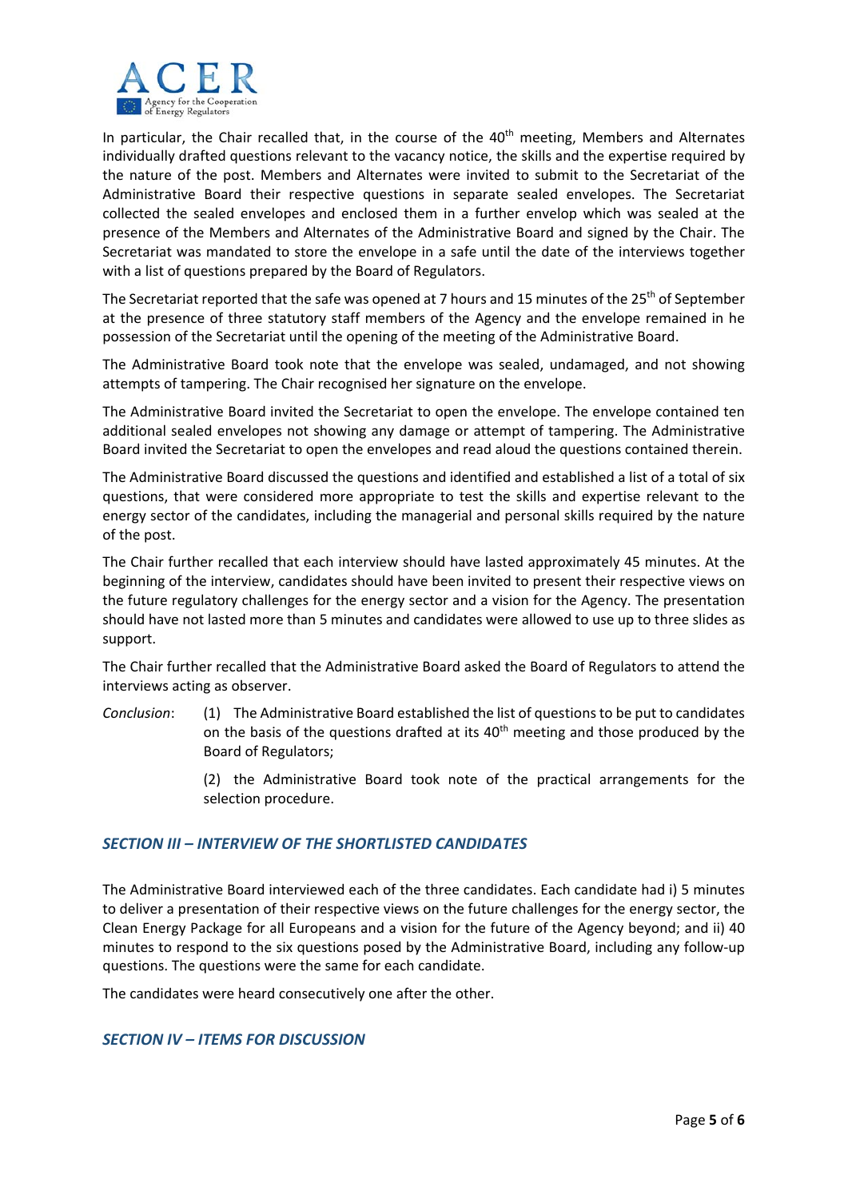In particular, the Chair recalled that, in the course of the 40th meeting, Members and Alternates individually drafted questions relevant to the vacancy notice, the skills and the expertise required by the nature of the post. Members and Alternates were invited to submit to the Secretariat of the Administrative Board their respective questions in separate sealed envelopes. The Secretariat collected the sealed envelopes and enclosed them in a further envelop which was sealed at the presence of the Members and Alternates of the Administrative Board and signed by the Chair. The Secretariat was mandated to store the envelope in a safe until the date of the interviews together with a list of questions prepared by the Board of Regulators.

The Secretariat reported that the safe was opened at 7 hours and 15 minutes of the 25th of September at the presence of three statutory staff members of the Agency and the envelope remained in he possession of the Secretariat until the opening of the meeting of the Administrative Board.

The Administrative Board took note that the envelope was sealed, undamaged, and not showing attempts of tampering. The Chair recognised her signature on the envelope.

The Administrative Board invited the Secretariat to open the envelope. The envelope contained ten additional sealed envelopes not showing any damage or attempt of tampering. The Administrative Board invited the Secretariat to open the envelopes and read aloud the questions contained therein.

The Administrative Board discussed the questions and identified and established a list of a total of six questions, that were considered more appropriate to test the skills and expertise relevant to the energy sector of the candidates, including the managerial and personal skills required by the nature of the post.

The Chair further recalled that each interview should have lasted approximately 45 minutes. At the beginning of the interview, candidates should have been invited to present their respective views on the future regulatory challenges for the energy sector and a vision for the Agency. The presentation should have not lasted more than 5 minutes and candidates were allowed to use up to three slides as support.

The Chair further recalled that the Administrative Board asked the Board of Regulators to attend the interviews acting as observer.

*Conclusion*: (1) The Administrative Board established the list of questions to be put to candidates on the basis of the questions drafted at its 40th meeting and those produced by the Board of Regulators;

(2) the Administrative Board took note of the practical arrangements for the selection procedure.

## *SECTION III – INTERVIEW OF THE SHORTLISTED CANDIDATES*

The Administrative Board interviewed each of the three candidates. Each candidate had i) 5 minutes to deliver a presentation of their respective views on the future challenges for the energy sector, the Clean Energy Package for all Europeans and a vision for the future of the Agency beyond; and ii) 40 minutes to respond to the six questions posed by the Administrative Board, including any follow-up questions. The questions were the same for each candidate.

The candidates were heard consecutively one after the other.

## *SECTION IV – ITEMS FOR DISCUSSION*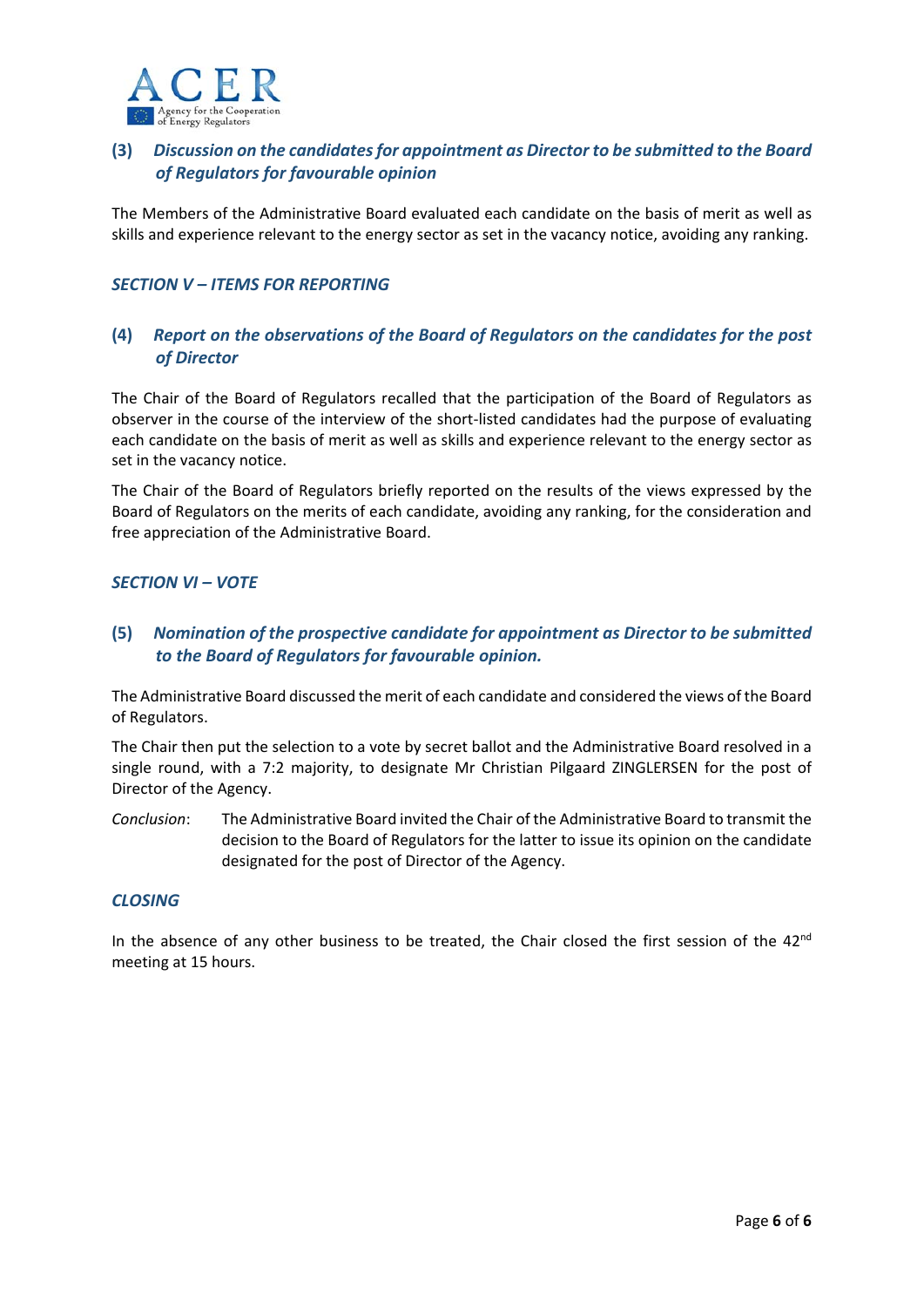### (3) *Discussion on the candidates for appointment as Director to be submitted to the Board of Regulators for favourable opinion*

The Members of the Administrative Board evaluated each candidate on the basis of merit as well as skills and experience relevant to the energy sector as set in the vacancy notice, avoiding any ranking.

## *SECTION V – ITEMS FOR REPORTING*

### (4) *Report on the observations of the Board of Regulators on the candidates for the post of Director*

The Chair of the Board of Regulators recalled that the participation of the Board of Regulators as observer in the course of the interview of the short-listed candidates had the purpose of evaluating each candidate on the basis of merit as well as skills and experience relevant to the energy sector as set in the vacancy notice.

The Chair of the Board of Regulators briefly reported on the results of the views expressed by the Board of Regulators on the merits of each candidate, avoiding any ranking, for the consideration and free appreciation of the Administrative Board.

## *SECTION VI – VOTE*

### (5) *Nomination of the prospective candidate for appointment as Director to be submitted to the Board of Regulators for favourable opinion.*

The Administrative Board discussed the merit of each candidate and considered the views of the Board of Regulators.

The Chair then put the selection to a vote by secret ballot and the Administrative Board resolved in a single round, with a 7:2 majority, to designate Mr Christian Pilgaard ZINGLERSEN for the post of Director of the Agency.

*Conclusion*: The Administrative Board invited the Chair of the Administrative Board to transmit the decision to the Board of Regulators for the latter to issue its opinion on the candidate designated for the post of Director of the Agency.

## *CLOSING*

In the absence of any other business to be treated, the Chair closed the first session of the 42nd meeting at 15 hours.